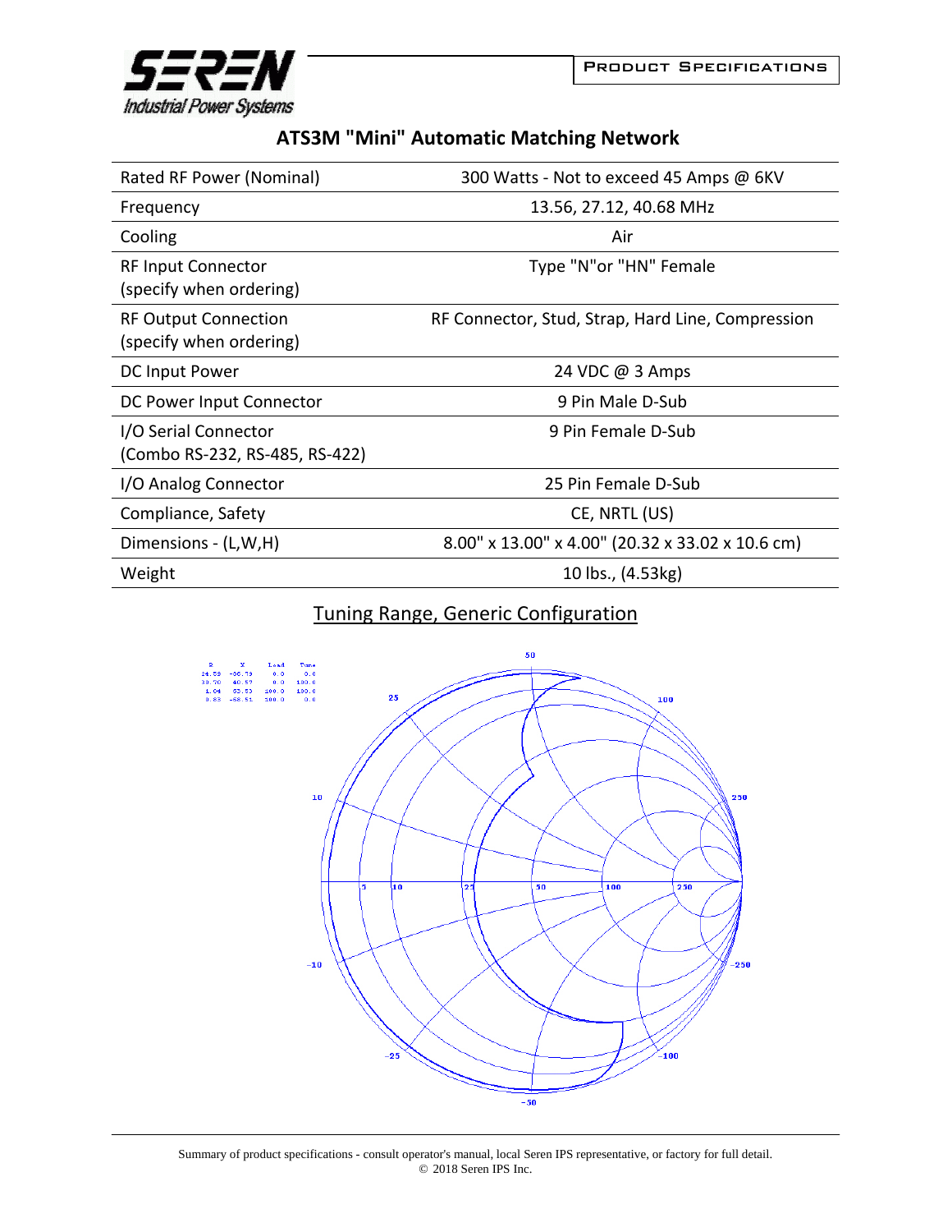# ATS3M "Mini" Automatic Matching Network

| | |
|---|---|
| Rated RF Power (Nominal) | 300 Watts - Not to exceed 45 Amps @ 6KV |
| Frequency | 13.56, 27.12, 40.68 MHz |
| Cooling | Air |
| RF Input Connector (specify when ordering) | Type "N"or "HN" Female |
| RF Output Connection (specify when ordering) | RF Connector, Stud, Strap, Hard Line, Compression |
| DC Input Power | 24 VDC @ 3 Amps |
| DC Power Input Connector | 9 Pin Male D-Sub |
| I/O Serial Connector (Combo RS-232, RS-485, RS-422) | 9 Pin Female D-Sub |
| I/O Analog Connector | 25 Pin Female D-Sub |
| Compliance, Safety | CE, NRTL (US) |
| Dimensions - (L,W,H) | 8.00" x 13.00" x 4.00" (20.32 x 33.02 x 10.6 cm) |
| Weight | 10 lbs., (4.53kg) |

## Tuning Range, Generic Configuration

| R | X | Load | Tune |
|---|---|---|---|
| 24.58 | -56.79 | 0.0 | 0.0 |
| 30.70 | 40.57 | 0.0 | 100.0 |
| 1.04 | 65.53 | 100.0 | 100.0 |
| 0.83 | -58.51 | 100.0 | 0.0 |

Summary of product specifications - consult operator's manual, local Seren IPS representative, or factory for full detail.
© 2018 Seren IPS Inc.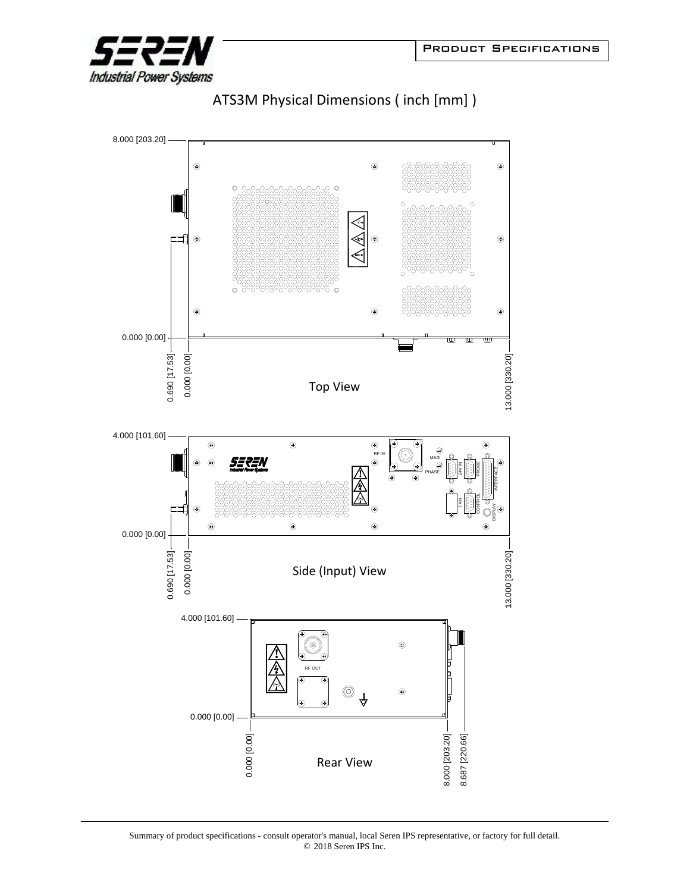# ATS3M Physical Dimensions ( inch [mm] )

8.000 [203.20]

0.000 [0.00]

0.690 [17.53]

0.000 [0.00]

13.000 [330.20]

Top View

4.000 [101.60]

RF IN

MAG

PHASE

24V IN

PROBE

INTERFACE

FAN

CONTROL

DISPLAY

0.000 [0.00]

0.690 [17.53]

0.000 [0.00]

13.000 [330.20]

Side (Input) View

4.000 [101.60]

RF OUT

0.000 [0.00]

0.000 [0.00]

8.000 [203.20]

8.687 [220.66]

Rear View

Summary of product specifications - consult operator's manual, local Seren IPS representative, or factory for full detail.
© 2018 Seren IPS Inc.